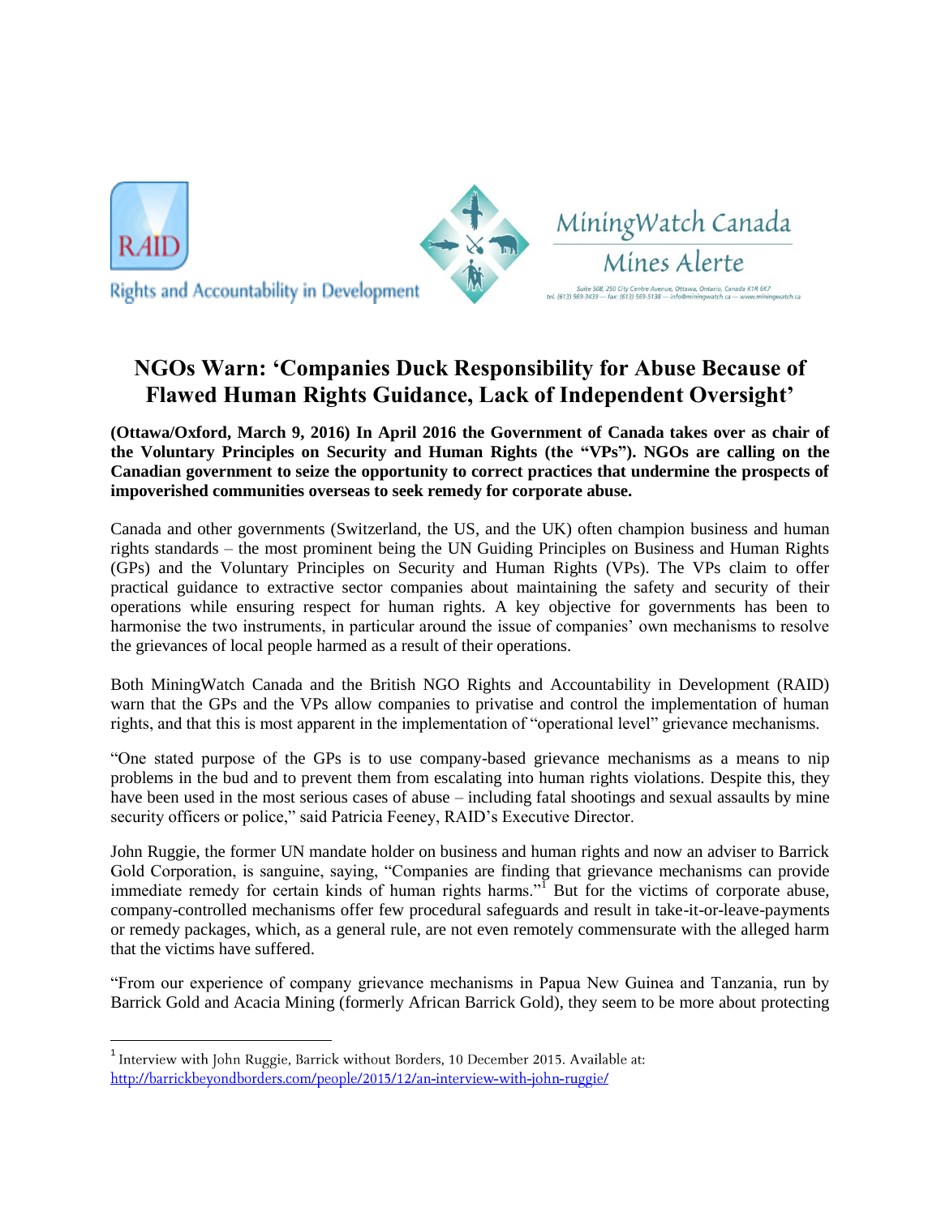RAID

Rights and Accountability in Development

MiningWatch Canada

Mines Alerte

Suite 508, 250 City Centre Avenue, Ottawa, Ontario, Canada K1R 6K7
tel. (613) 569-3439 — fax: (613) 569-5138 — info@miningwatch.ca — www.miningwatch.ca

# NGOs Warn: 'Companies Duck Responsibility for Abuse Because of Flawed Human Rights Guidance, Lack of Independent Oversight'

**(Ottawa/Oxford, March 9, 2016) In April 2016 the Government of Canada takes over as chair of the Voluntary Principles on Security and Human Rights (the "VPs"). NGOs are calling on the Canadian government to seize the opportunity to correct practices that undermine the prospects of impoverished communities overseas to seek remedy for corporate abuse.**

Canada and other governments (Switzerland, the US, and the UK) often champion business and human rights standards – the most prominent being the UN Guiding Principles on Business and Human Rights (GPs) and the Voluntary Principles on Security and Human Rights (VPs). The VPs claim to offer practical guidance to extractive sector companies about maintaining the safety and security of their operations while ensuring respect for human rights. A key objective for governments has been to harmonise the two instruments, in particular around the issue of companies' own mechanisms to resolve the grievances of local people harmed as a result of their operations.

Both MiningWatch Canada and the British NGO Rights and Accountability in Development (RAID) warn that the GPs and the VPs allow companies to privatise and control the implementation of human rights, and that this is most apparent in the implementation of "operational level" grievance mechanisms.

"One stated purpose of the GPs is to use company-based grievance mechanisms as a means to nip problems in the bud and to prevent them from escalating into human rights violations. Despite this, they have been used in the most serious cases of abuse – including fatal shootings and sexual assaults by mine security officers or police," said Patricia Feeney, RAID's Executive Director.

John Ruggie, the former UN mandate holder on business and human rights and now an adviser to Barrick Gold Corporation, is sanguine, saying, "Companies are finding that grievance mechanisms can provide immediate remedy for certain kinds of human rights harms."[1] But for the victims of corporate abuse, company-controlled mechanisms offer few procedural safeguards and result in take-it-or-leave-payments or remedy packages, which, as a general rule, are not even remotely commensurate with the alleged harm that the victims have suffered.

"From our experience of company grievance mechanisms in Papua New Guinea and Tanzania, run by Barrick Gold and Acacia Mining (formerly African Barrick Gold), they seem to be more about protecting

[1] Interview with John Ruggie, Barrick without Borders, 10 December 2015. Available at: http://barrickbeyondborders.com/people/2015/12/an-interview-with-john-ruggie/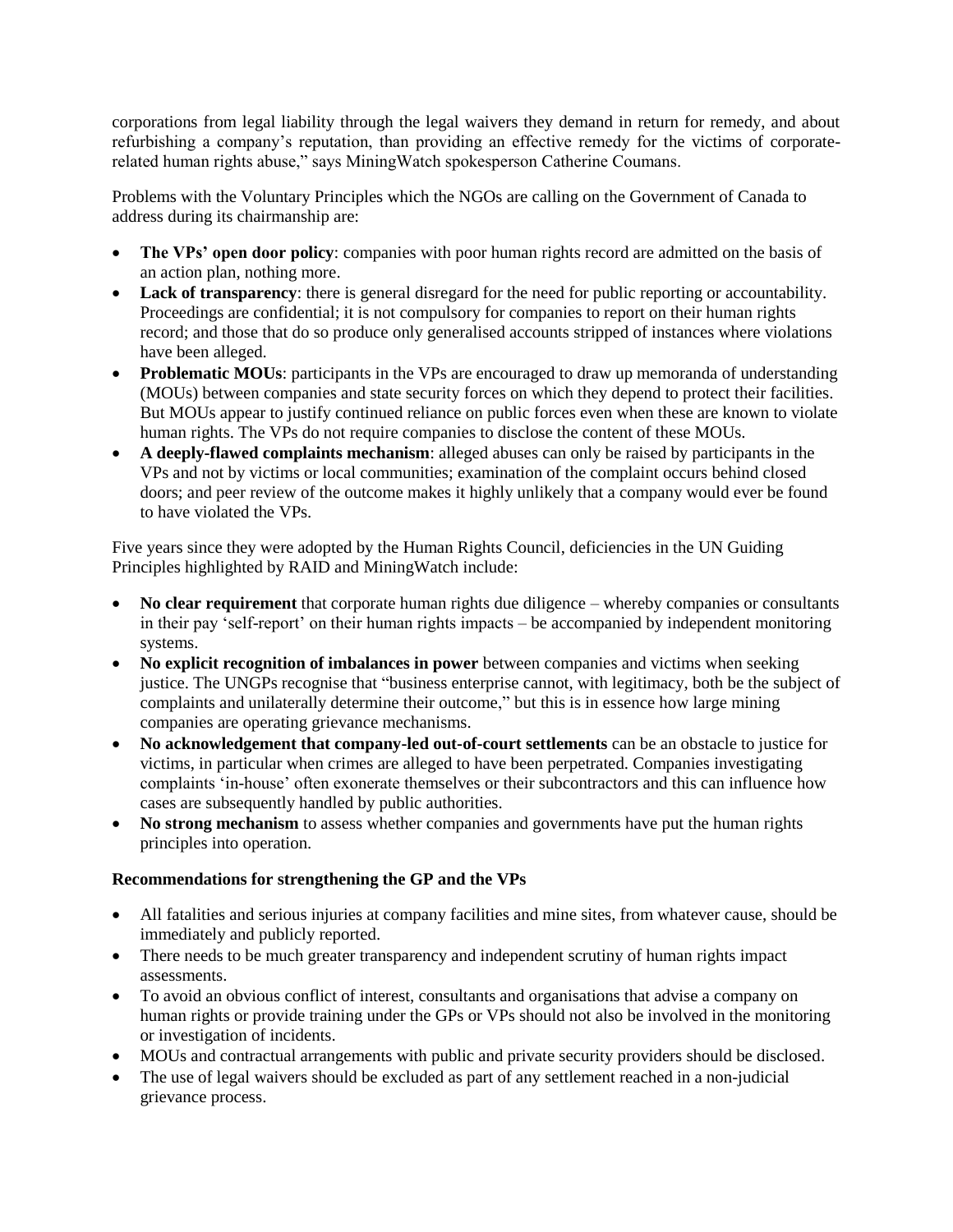corporations from legal liability through the legal waivers they demand in return for remedy, and about refurbishing a company's reputation, than providing an effective remedy for the victims of corporate-related human rights abuse," says MiningWatch spokesperson Catherine Coumans.

Problems with the Voluntary Principles which the NGOs are calling on the Government of Canada to address during its chairmanship are:

- **The VPs' open door policy**: companies with poor human rights record are admitted on the basis of an action plan, nothing more.
- **Lack of transparency**: there is general disregard for the need for public reporting or accountability. Proceedings are confidential; it is not compulsory for companies to report on their human rights record; and those that do so produce only generalised accounts stripped of instances where violations have been alleged.
- **Problematic MOUs**: participants in the VPs are encouraged to draw up memoranda of understanding (MOUs) between companies and state security forces on which they depend to protect their facilities. But MOUs appear to justify continued reliance on public forces even when these are known to violate human rights. The VPs do not require companies to disclose the content of these MOUs.
- **A deeply-flawed complaints mechanism**: alleged abuses can only be raised by participants in the VPs and not by victims or local communities; examination of the complaint occurs behind closed doors; and peer review of the outcome makes it highly unlikely that a company would ever be found to have violated the VPs.

Five years since they were adopted by the Human Rights Council, deficiencies in the UN Guiding Principles highlighted by RAID and MiningWatch include:

- **No clear requirement** that corporate human rights due diligence – whereby companies or consultants in their pay 'self-report' on their human rights impacts – be accompanied by independent monitoring systems.
- **No explicit recognition of imbalances in power** between companies and victims when seeking justice. The UNGPs recognise that "business enterprise cannot, with legitimacy, both be the subject of complaints and unilaterally determine their outcome," but this is in essence how large mining companies are operating grievance mechanisms.
- **No acknowledgement that company-led out-of-court settlements** can be an obstacle to justice for victims, in particular when crimes are alleged to have been perpetrated. Companies investigating complaints 'in-house' often exonerate themselves or their subcontractors and this can influence how cases are subsequently handled by public authorities.
- **No strong mechanism** to assess whether companies and governments have put the human rights principles into operation.

**Recommendations for strengthening the GP and the VPs**

- All fatalities and serious injuries at company facilities and mine sites, from whatever cause, should be immediately and publicly reported.
- There needs to be much greater transparency and independent scrutiny of human rights impact assessments.
- To avoid an obvious conflict of interest, consultants and organisations that advise a company on human rights or provide training under the GPs or VPs should not also be involved in the monitoring or investigation of incidents.
- MOUs and contractual arrangements with public and private security providers should be disclosed.
- The use of legal waivers should be excluded as part of any settlement reached in a non-judicial grievance process.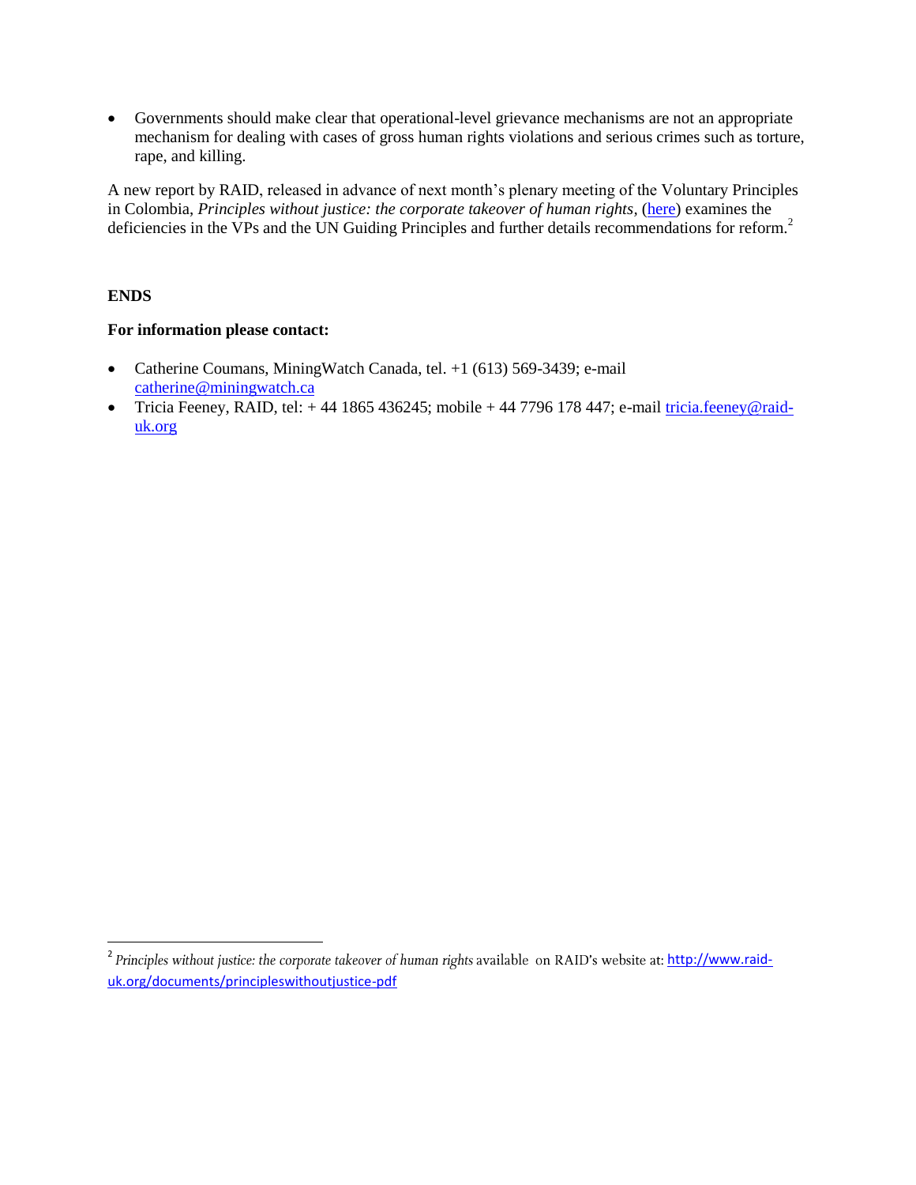- Governments should make clear that operational-level grievance mechanisms are not an appropriate mechanism for dealing with cases of gross human rights violations and serious crimes such as torture, rape, and killing.

A new report by RAID, released in advance of next month's plenary meeting of the Voluntary Principles in Colombia, *Principles without justice: the corporate takeover of human rights,* (here) examines the deficiencies in the VPs and the UN Guiding Principles and further details recommendations for reform.[2]

**ENDS**

**For information please contact:**

- Catherine Coumans, MiningWatch Canada, tel. +1 (613) 569-3439; e-mail catherine@miningwatch.ca
- Tricia Feeney, RAID, tel: + 44 1865 436245; mobile + 44 7796 178 447; e-mail tricia.feeney@raid-uk.org

[2] *Principles without justice: the corporate takeover of human rights* available on RAID's website at: http://www.raid-uk.org/documents/principleswithoutjustice-pdf